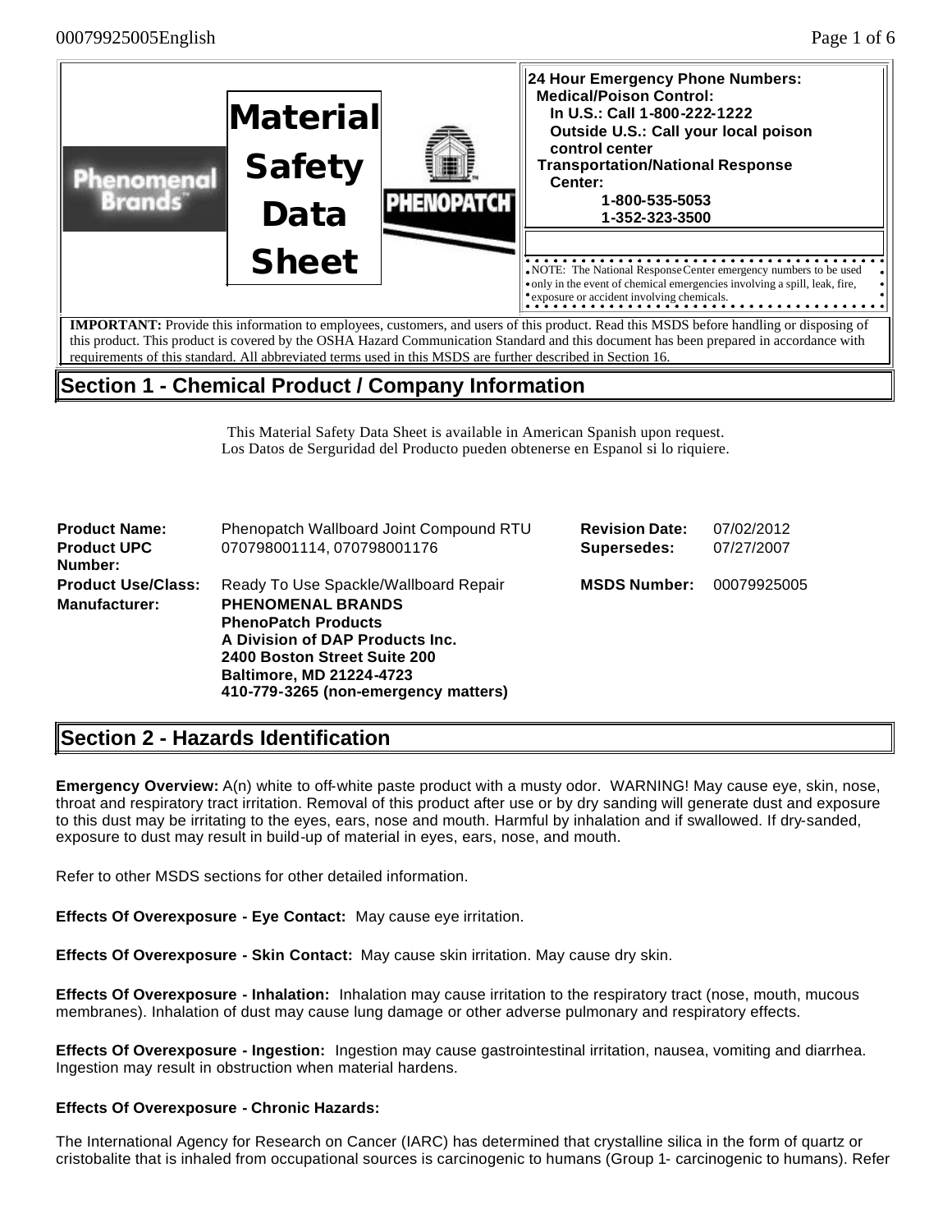# Material Safety Data Sheet

Phenomenal Brands™

PHENOPATCH™

**24 Hour Emergency Phone Numbers:**
**Medical/Poison Control:**
**In U.S.: Call 1-800-222-1222**
**Outside U.S.: Call your local poison control center**
**Transportation/National Response Center:**
**1-800-535-5053**
**1-352-323-3500**

NOTE: The National Response Center emergency numbers to be used only in the event of chemical emergencies involving a spill, leak, fire, exposure or accident involving chemicals.

**IMPORTANT:** Provide this information to employees, customers, and users of this product. Read this MSDS before handling or disposing of this product. This product is covered by the OSHA Hazard Communication Standard and this document has been prepared in accordance with requirements of this standard. All abbreviated terms used in this MSDS are further described in Section 16.

## Section 1 - Chemical Product / Company Information

This Material Safety Data Sheet is available in American Spanish upon request.
Los Datos de Serguridad del Producto pueden obtenerse en Espanol si lo riquiere.

| | | | |
|---|---|---|---|
| **Product Name:** | Phenopatch Wallboard Joint Compound RTU | **Revision Date:** | 07/02/2012 |
| **Product UPC Number:** | 070798001114, 070798001176 | **Supersedes:** | 07/27/2007 |
| **Product Use/Class:** | Ready To Use Spackle/Wallboard Repair | **MSDS Number:** | 00079925005 |
| **Manufacturer:** | **PHENOMENAL BRANDS**<br>**PhenoPatch Products**<br>**A Division of DAP Products Inc.**<br>**2400 Boston Street Suite 200**<br>**Baltimore, MD 21224-4723**<br>**410-779-3265 (non-emergency matters)** | | |

## Section 2 - Hazards Identification

**Emergency Overview:** A(n) white to off-white paste product with a musty odor. WARNING! May cause eye, skin, nose, throat and respiratory tract irritation. Removal of this product after use or by dry sanding will generate dust and exposure to this dust may be irritating to the eyes, ears, nose and mouth. Harmful by inhalation and if swallowed. If dry-sanded, exposure to dust may result in build-up of material in eyes, ears, nose, and mouth.

Refer to other MSDS sections for other detailed information.

**Effects Of Overexposure - Eye Contact:** May cause eye irritation.

**Effects Of Overexposure - Skin Contact:** May cause skin irritation. May cause dry skin.

**Effects Of Overexposure - Inhalation:** Inhalation may cause irritation to the respiratory tract (nose, mouth, mucous membranes). Inhalation of dust may cause lung damage or other adverse pulmonary and respiratory effects.

**Effects Of Overexposure - Ingestion:** Ingestion may cause gastrointestinal irritation, nausea, vomiting and diarrhea. Ingestion may result in obstruction when material hardens.

**Effects Of Overexposure - Chronic Hazards:**

The International Agency for Research on Cancer (IARC) has determined that crystalline silica in the form of quartz or cristobalite that is inhaled from occupational sources is carcinogenic to humans (Group 1- carcinogenic to humans). Refer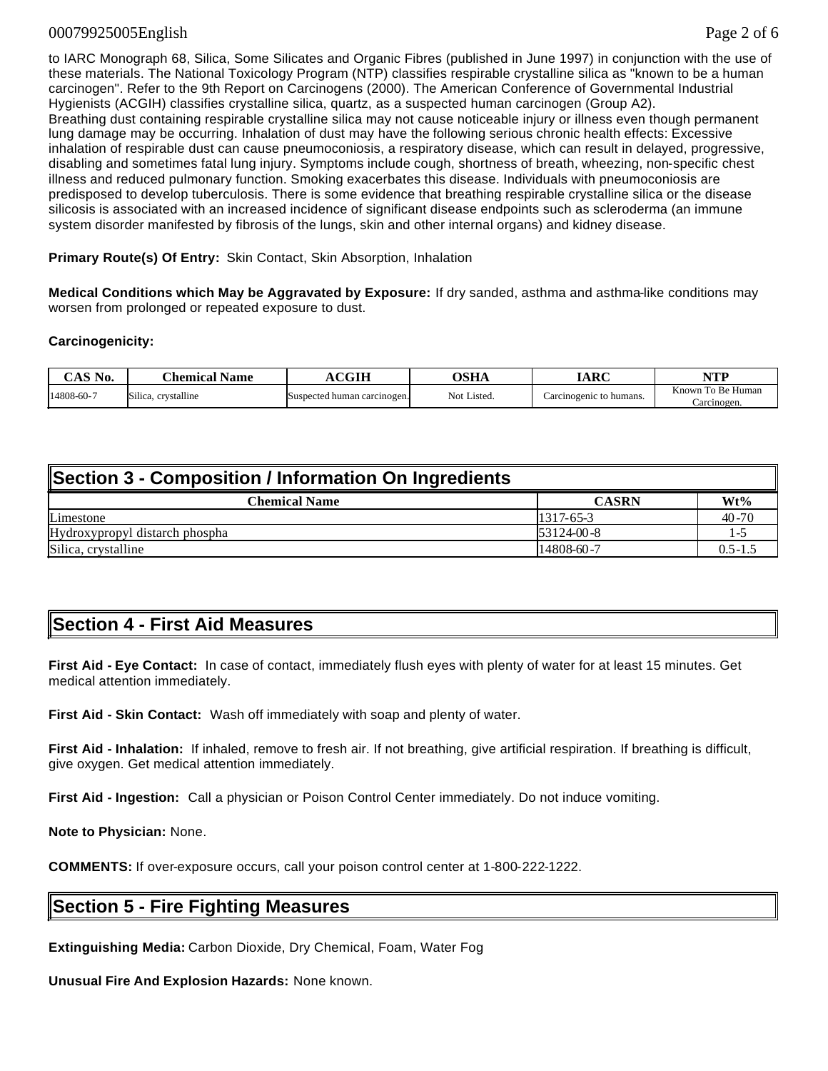to IARC Monograph 68, Silica, Some Silicates and Organic Fibres (published in June 1997) in conjunction with the use of these materials. The National Toxicology Program (NTP) classifies respirable crystalline silica as "known to be a human carcinogen". Refer to the 9th Report on Carcinogens (2000). The American Conference of Governmental Industrial Hygienists (ACGIH) classifies crystalline silica, quartz, as a suspected human carcinogen (Group A2).
Breathing dust containing respirable crystalline silica may not cause noticeable injury or illness even though permanent lung damage may be occurring. Inhalation of dust may have the following serious chronic health effects: Excessive inhalation of respirable dust can cause pneumoconiosis, a respiratory disease, which can result in delayed, progressive, disabling and sometimes fatal lung injury. Symptoms include cough, shortness of breath, wheezing, non-specific chest illness and reduced pulmonary function. Smoking exacerbates this disease. Individuals with pneumoconiosis are predisposed to develop tuberculosis. There is some evidence that breathing respirable crystalline silica or the disease silicosis is associated with an increased incidence of significant disease endpoints such as scleroderma (an immune system disorder manifested by fibrosis of the lungs, skin and other internal organs) and kidney disease.

**Primary Route(s) Of Entry:** Skin Contact, Skin Absorption, Inhalation

**Medical Conditions which May be Aggravated by Exposure:** If dry sanded, asthma and asthma-like conditions may worsen from prolonged or repeated exposure to dust.

**Carcinogenicity:**

| CAS No. | Chemical Name | ACGIH | OSHA | IARC | NTP |
|---|---|---|---|---|---|
| 14808-60-7 | Silica, crystalline | Suspected human carcinogen. | Not Listed. | Carcinogenic to humans. | Known To Be Human Carcinogen. |

## Section 3 - Composition / Information On Ingredients

| Chemical Name | CASRN | Wt% |
|---|---|---|
| Limestone | 1317-65-3 | 40-70 |
| Hydroxypropyl distarch phospha | 53124-00-8 | 1-5 |
| Silica, crystalline | 14808-60-7 | 0.5-1.5 |

## Section 4 - First Aid Measures

**First Aid - Eye Contact:** In case of contact, immediately flush eyes with plenty of water for at least 15 minutes. Get medical attention immediately.

**First Aid - Skin Contact:** Wash off immediately with soap and plenty of water.

**First Aid - Inhalation:** If inhaled, remove to fresh air. If not breathing, give artificial respiration. If breathing is difficult, give oxygen. Get medical attention immediately.

**First Aid - Ingestion:** Call a physician or Poison Control Center immediately. Do not induce vomiting.

**Note to Physician:** None.

**COMMENTS:** If over-exposure occurs, call your poison control center at 1-800-222-1222.

## Section 5 - Fire Fighting Measures

**Extinguishing Media:** Carbon Dioxide, Dry Chemical, Foam, Water Fog

**Unusual Fire And Explosion Hazards:** None known.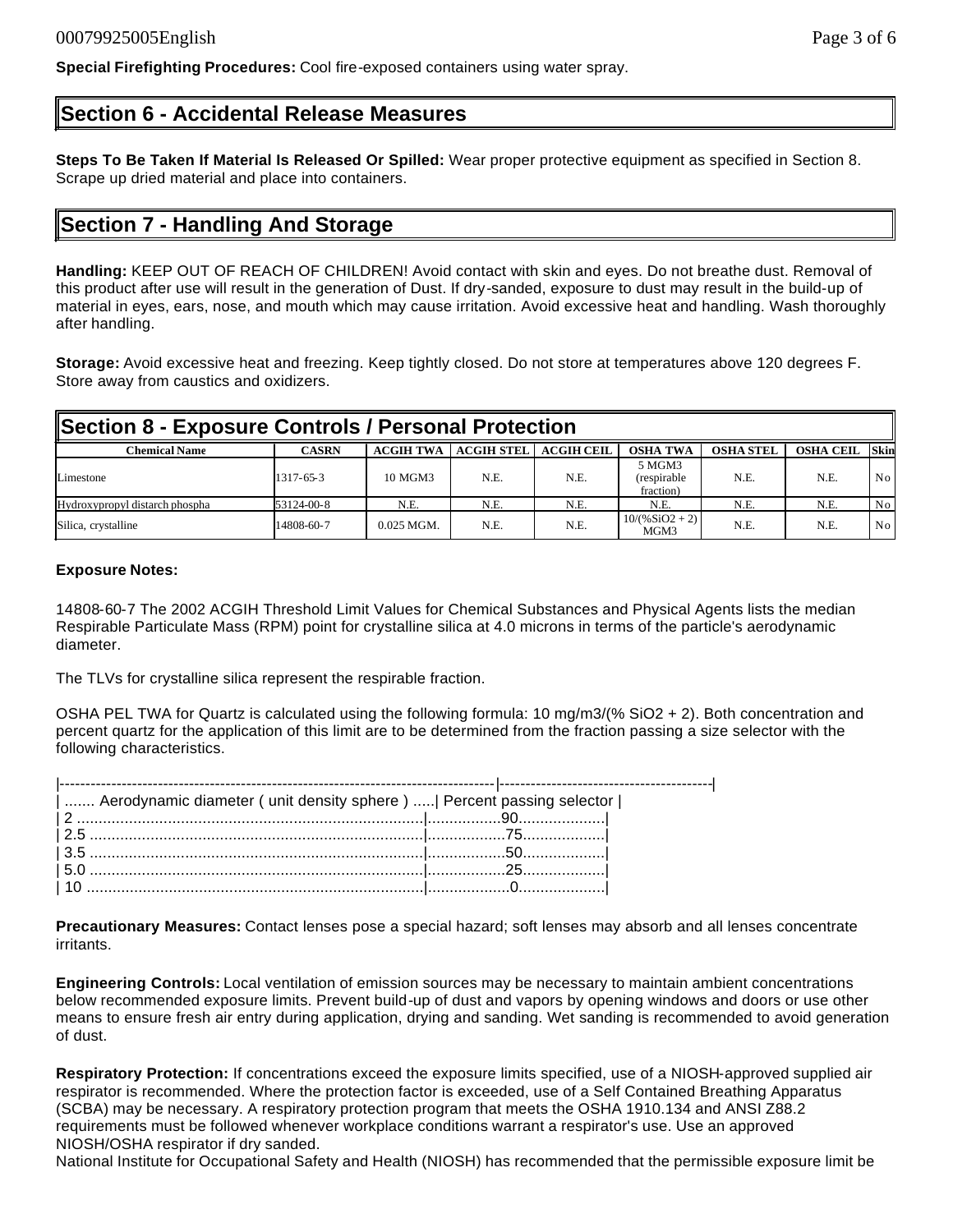**Special Firefighting Procedures:** Cool fire-exposed containers using water spray.

## Section 6 - Accidental Release Measures

**Steps To Be Taken If Material Is Released Or Spilled:** Wear proper protective equipment as specified in Section 8. Scrape up dried material and place into containers.

## Section 7 - Handling And Storage

**Handling:** KEEP OUT OF REACH OF CHILDREN! Avoid contact with skin and eyes. Do not breathe dust. Removal of this product after use will result in the generation of Dust. If dry-sanded, exposure to dust may result in the build-up of material in eyes, ears, nose, and mouth which may cause irritation. Avoid excessive heat and handling. Wash thoroughly after handling.

**Storage:** Avoid excessive heat and freezing. Keep tightly closed. Do not store at temperatures above 120 degrees F. Store away from caustics and oxidizers.

## Section 8 - Exposure Controls / Personal Protection

| Chemical Name | CASRN | ACGIH TWA | ACGIH STEL | ACGIH CEIL | OSHA TWA | OSHA STEL | OSHA CEIL | Skin |
|---|---|---|---|---|---|---|---|---|
| Limestone | 1317-65-3 | 10 MGM3 | N.E. | N.E. | 5 MGM3 (respirable fraction) | N.E. | N.E. | No |
| Hydroxypropyl distarch phospha | 53124-00-8 | N.E. | N.E. | N.E. | N.E. | N.E. | N.E. | No |
| Silica, crystalline | 14808-60-7 | 0.025 MGM. | N.E. | N.E. | 10/(%SiO2 + 2) MGM3 | N.E. | N.E. | No |

**Exposure Notes:**

14808-60-7 The 2002 ACGIH Threshold Limit Values for Chemical Substances and Physical Agents lists the median Respirable Particulate Mass (RPM) point for crystalline silica at 4.0 microns in terms of the particle's aerodynamic diameter.

The TLVs for crystalline silica represent the respirable fraction.

OSHA PEL TWA for Quartz is calculated using the following formula: 10 mg/m3/(% $SiO_2$ + 2). Both concentration and percent quartz for the application of this limit are to be determined from the fraction passing a size selector with the following characteristics.

| Aerodynamic diameter ( unit density sphere ) | Percent passing selector |
|---|---|
| 2 | 90 |
| 2.5 | 75 |
| 3.5 | 50 |
| 5.0 | 25 |
| 10 | 0 |

**Precautionary Measures:** Contact lenses pose a special hazard; soft lenses may absorb and all lenses concentrate irritants.

**Engineering Controls:** Local ventilation of emission sources may be necessary to maintain ambient concentrations below recommended exposure limits. Prevent build-up of dust and vapors by opening windows and doors or use other means to ensure fresh air entry during application, drying and sanding. Wet sanding is recommended to avoid generation of dust.

**Respiratory Protection:** If concentrations exceed the exposure limits specified, use of a NIOSH-approved supplied air respirator is recommended. Where the protection factor is exceeded, use of a Self Contained Breathing Apparatus (SCBA) may be necessary. A respiratory protection program that meets the OSHA 1910.134 and ANSI Z88.2 requirements must be followed whenever workplace conditions warrant a respirator's use. Use an approved NIOSH/OSHA respirator if dry sanded.
National Institute for Occupational Safety and Health (NIOSH) has recommended that the permissible exposure limit be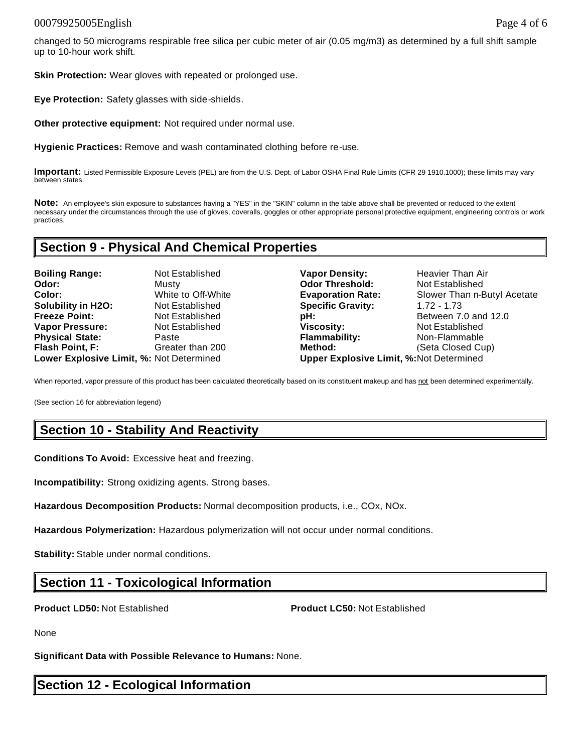changed to 50 micrograms respirable free silica per cubic meter of air (0.05 mg/m3) as determined by a full shift sample up to 10-hour work shift.

**Skin Protection:** Wear gloves with repeated or prolonged use.

**Eye Protection:** Safety glasses with side-shields.

**Other protective equipment:** Not required under normal use.

**Hygienic Practices:** Remove and wash contaminated clothing before re-use.

**Important:** Listed Permissible Exposure Levels (PEL) are from the U.S. Dept. of Labor OSHA Final Rule Limits (CFR 29 1910.1000); these limits may vary between states.

**Note:** An employee's skin exposure to substances having a "YES" in the "SKIN" column in the table above shall be prevented or reduced to the extent necessary under the circumstances through the use of gloves, coveralls, goggles or other appropriate personal protective equipment, engineering controls or work practices.

## Section 9 - Physical And Chemical Properties

| | | | |
|---|---|---|---|
| **Boiling Range:** | Not Established | **Vapor Density:** | Heavier Than Air |
| **Odor:** | Musty | **Odor Threshold:** | Not Established |
| **Color:** | White to Off-White | **Evaporation Rate:** | Slower Than n-Butyl Acetate |
| **Solubility in H2O:** | Not Established | **Specific Gravity:** | 1.72 - 1.73 |
| **Freeze Point:** | Not Established | **pH:** | Between 7.0 and 12.0 |
| **Vapor Pressure:** | Not Established | **Viscosity:** | Not Established |
| **Physical State:** | Paste | **Flammability:** | Non-Flammable |
| **Flash Point, F:** | Greater than 200 | **Method:** | (Seta Closed Cup) |
| **Lower Explosive Limit, %:** | Not Determined | **Upper Explosive Limit, %:** | Not Determined |

When reported, vapor pressure of this product has been calculated theoretically based on its constituent makeup and has not been determined experimentally.

(See section 16 for abbreviation legend)

## Section 10 - Stability And Reactivity

**Conditions To Avoid:** Excessive heat and freezing.

**Incompatibility:** Strong oxidizing agents. Strong bases.

**Hazardous Decomposition Products:** Normal decomposition products, i.e., COx, NOx.

**Hazardous Polymerization:** Hazardous polymerization will not occur under normal conditions.

**Stability:** Stable under normal conditions.

## Section 11 - Toxicological Information

**Product LD50:** Not Established

**Product LC50:** Not Established

None

**Significant Data with Possible Relevance to Humans:** None.

## Section 12 - Ecological Information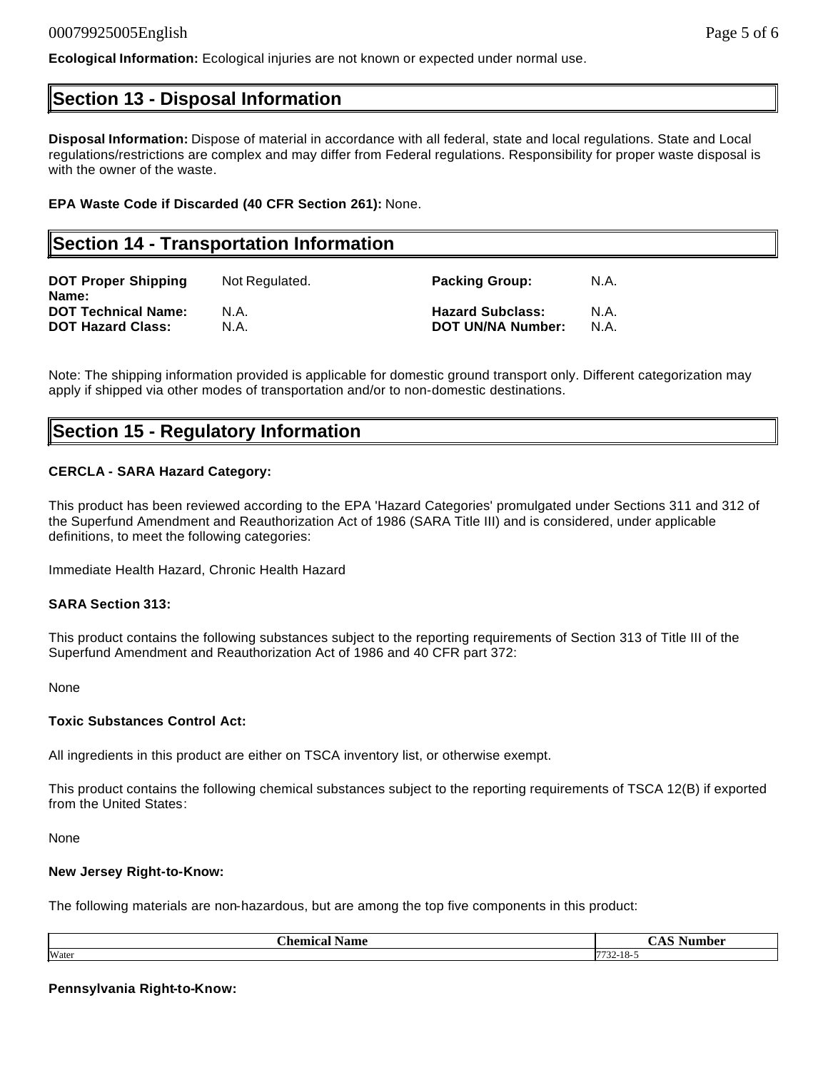**Ecological Information:** Ecological injuries are not known or expected under normal use.

## Section 13 - Disposal Information

**Disposal Information:** Dispose of material in accordance with all federal, state and local regulations. State and Local regulations/restrictions are complex and may differ from Federal regulations. Responsibility for proper waste disposal is with the owner of the waste.

**EPA Waste Code if Discarded (40 CFR Section 261):** None.

## Section 14 - Transportation Information

| | | | |
|---|---|---|---|
| **DOT Proper Shipping Name:** | Not Regulated. | **Packing Group:** | N.A. |
| **DOT Technical Name:** | N.A. | **Hazard Subclass:** | N.A. |
| **DOT Hazard Class:** | N.A. | **DOT UN/NA Number:** | N.A. |

Note: The shipping information provided is applicable for domestic ground transport only. Different categorization may apply if shipped via other modes of transportation and/or to non-domestic destinations.

## Section 15 - Regulatory Information

**CERCLA - SARA Hazard Category:**

This product has been reviewed according to the EPA 'Hazard Categories' promulgated under Sections 311 and 312 of the Superfund Amendment and Reauthorization Act of 1986 (SARA Title III) and is considered, under applicable definitions, to meet the following categories:

Immediate Health Hazard, Chronic Health Hazard

**SARA Section 313:**

This product contains the following substances subject to the reporting requirements of Section 313 of Title III of the Superfund Amendment and Reauthorization Act of 1986 and 40 CFR part 372:

None

**Toxic Substances Control Act:**

All ingredients in this product are either on TSCA inventory list, or otherwise exempt.

This product contains the following chemical substances subject to the reporting requirements of TSCA 12(B) if exported from the United States:

None

**New Jersey Right-to-Know:**

The following materials are non-hazardous, but are among the top five components in this product:

| Chemical Name | CAS Number |
|---|---|
| Water | 7732-18-5 |

**Pennsylvania Right-to-Know:**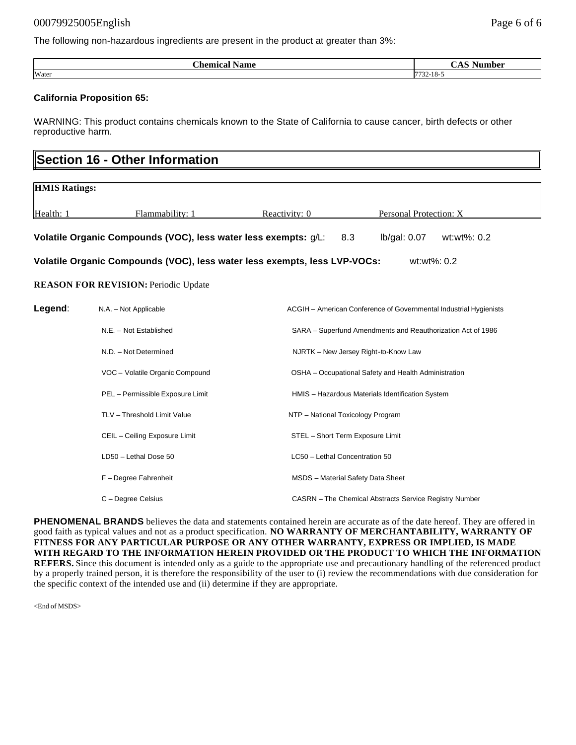The following non-hazardous ingredients are present in the product at greater than 3%:

| Chemical Name | CAS Number |
| --- | --- |
| Water | 7732-18-5 |

**California Proposition 65:**

WARNING: This product contains chemicals known to the State of California to cause cancer, birth defects or other reproductive harm.

## Section 16 - Other Information

| HMIS Ratings: | | | |
| --- | --- | --- | --- |
| Health: 1 | Flammability: 1 | Reactivity: 0 | Personal Protection: X |

**Volatile Organic Compounds (VOC), less water less exempts:** g/L: 8.3 lb/gal: 0.07 wt:wt%: 0.2

**Volatile Organic Compounds (VOC), less water less exempts, less LVP-VOCs:** wt:wt%: 0.2

**REASON FOR REVISION:** Periodic Update

**Legend**:

| | |
| --- | --- |
| N.A. – Not Applicable | ACGIH – American Conference of Governmental Industrial Hygienists |
| N.E. – Not Established | SARA – Superfund Amendments and Reauthorization Act of 1986 |
| N.D. – Not Determined | NJRTK – New Jersey Right-to-Know Law |
| VOC – Volatile Organic Compound | OSHA – Occupational Safety and Health Administration |
| PEL – Permissible Exposure Limit | HMIS – Hazardous Materials Identification System |
| TLV – Threshold Limit Value | NTP – National Toxicology Program |
| CEIL – Ceiling Exposure Limit | STEL – Short Term Exposure Limit |
| LD50 – Lethal Dose 50 | LC50 – Lethal Concentration 50 |
| F – Degree Fahrenheit | MSDS – Material Safety Data Sheet |
| C – Degree Celsius | CASRN – The Chemical Abstracts Service Registry Number |

**PHENOMENAL BRANDS** believes the data and statements contained herein are accurate as of the date hereof. They are offered in good faith as typical values and not as a product specification. **NO WARRANTY OF MERCHANTABILITY, WARRANTY OF FITNESS FOR ANY PARTICULAR PURPOSE OR ANY OTHER WARRANTY, EXPRESS OR IMPLIED, IS MADE WITH REGARD TO THE INFORMATION HEREIN PROVIDED OR THE PRODUCT TO WHICH THE INFORMATION REFERS.** Since this document is intended only as a guide to the appropriate use and precautionary handling of the referenced product by a properly trained person, it is therefore the responsibility of the user to (i) review the recommendations with due consideration for the specific context of the intended use and (ii) determine if they are appropriate.

<End of MSDS>